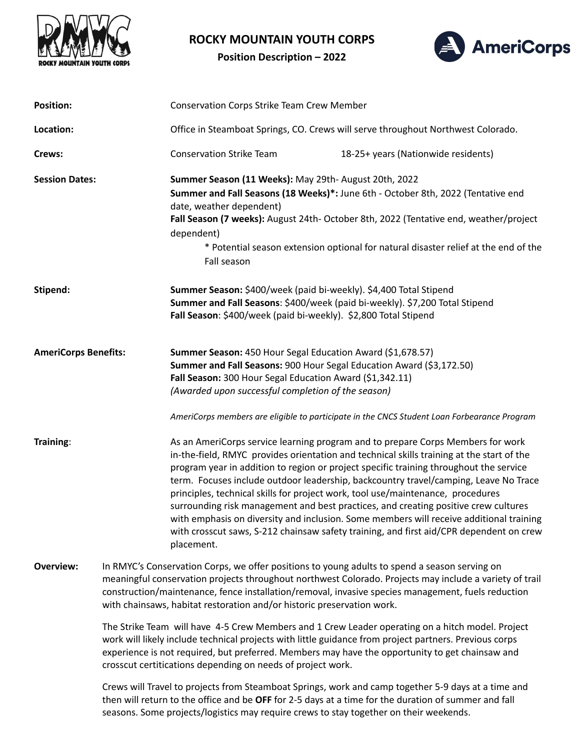# ROCKY MOUNTAIN YOUTH CORPS

**Position Description – 2022**

**Position:** Conservation Corps Strike Team Crew Member

**Location:** Office in Steamboat Springs, CO. Crews will serve throughout Northwest Colorado.

**Crews:** Conservation Strike Team 18-25+ years (Nationwide residents)

**Session Dates:**
**Summer Season (11 Weeks):** May 29th- August 20th, 2022
**Summer and Fall Seasons (18 Weeks)*:** June 6th - October 8th, 2022 (Tentative end date, weather dependent)
**Fall Season (7 weeks):** August 24th- October 8th, 2022 (Tentative end, weather/project dependent)
* Potential season extension optional for natural disaster relief at the end of the Fall season

**Stipend:**
**Summer Season:** $400/week (paid bi-weekly). $4,400 Total Stipend
**Summer and Fall Seasons**: $400/week (paid bi-weekly). $7,200 Total Stipend
**Fall Season**: $400/week (paid bi-weekly). $2,800 Total Stipend

**AmeriCorps Benefits:**
**Summer Season:** 450 Hour Segal Education Award ($1,678.57)
**Summer and Fall Seasons:** 900 Hour Segal Education Award ($3,172.50)
**Fall Season:** 300 Hour Segal Education Award ($1,342.11)
*(Awarded upon successful completion of the season)*

*AmeriCorps members are eligible to participate in the CNCS Student Loan Forbearance Program*

**Training**: As an AmeriCorps service learning program and to prepare Corps Members for work in-the-field, RMYC provides orientation and technical skills training at the start of the program year in addition to region or project specific training throughout the service term. Focuses include outdoor leadership, backcountry travel/camping, Leave No Trace principles, technical skills for project work, tool use/maintenance, procedures surrounding risk management and best practices, and creating positive crew cultures with emphasis on diversity and inclusion. Some members will receive additional training with crosscut saws, S-212 chainsaw safety training, and first aid/CPR dependent on crew placement.

**Overview:** In RMYC's Conservation Corps, we offer positions to young adults to spend a season serving on meaningful conservation projects throughout northwest Colorado. Projects may include a variety of trail construction/maintenance, fence installation/removal, invasive species management, fuels reduction with chainsaws, habitat restoration and/or historic preservation work.

The Strike Team will have 4-5 Crew Members and 1 Crew Leader operating on a hitch model. Project work will likely include technical projects with little guidance from project partners. Previous corps experience is not required, but preferred. Members may have the opportunity to get chainsaw and crosscut certitications depending on needs of project work.

Crews will Travel to projects from Steamboat Springs, work and camp together 5-9 days at a time and then will return to the office and be **OFF** for 2-5 days at a time for the duration of summer and fall seasons. Some projects/logistics may require crews to stay together on their weekends.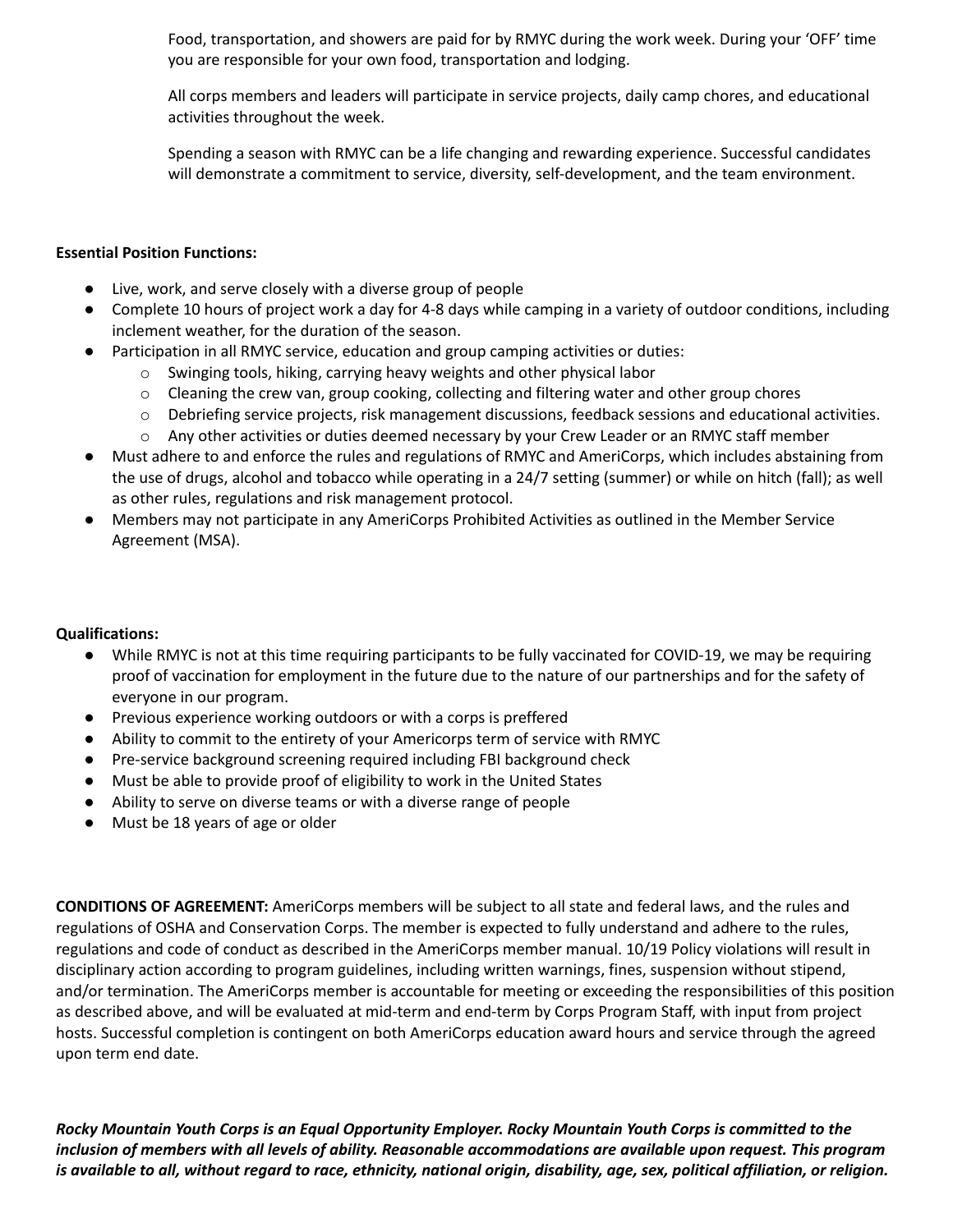Food, transportation, and showers are paid for by RMYC during the work week. During your 'OFF' time you are responsible for your own food, transportation and lodging.

All corps members and leaders will participate in service projects, daily camp chores, and educational activities throughout the week.

Spending a season with RMYC can be a life changing and rewarding experience. Successful candidates will demonstrate a commitment to service, diversity, self-development, and the team environment.

**Essential Position Functions:**

- Live, work, and serve closely with a diverse group of people
- Complete 10 hours of project work a day for 4-8 days while camping in a variety of outdoor conditions, including inclement weather, for the duration of the season.
- Participation in all RMYC service, education and group camping activities or duties:
  - Swinging tools, hiking, carrying heavy weights and other physical labor
  - Cleaning the crew van, group cooking, collecting and filtering water and other group chores
  - Debriefing service projects, risk management discussions, feedback sessions and educational activities.
  - Any other activities or duties deemed necessary by your Crew Leader or an RMYC staff member
- Must adhere to and enforce the rules and regulations of RMYC and AmeriCorps, which includes abstaining from the use of drugs, alcohol and tobacco while operating in a 24/7 setting (summer) or while on hitch (fall); as well as other rules, regulations and risk management protocol.
- Members may not participate in any AmeriCorps Prohibited Activities as outlined in the Member Service Agreement (MSA).

**Qualifications:**

- While RMYC is not at this time requiring participants to be fully vaccinated for COVID-19, we may be requiring proof of vaccination for employment in the future due to the nature of our partnerships and for the safety of everyone in our program.
- Previous experience working outdoors or with a corps is preffered
- Ability to commit to the entirety of your Americorps term of service with RMYC
- Pre-service background screening required including FBI background check
- Must be able to provide proof of eligibility to work in the United States
- Ability to serve on diverse teams or with a diverse range of people
- Must be 18 years of age or older

**CONDITIONS OF AGREEMENT:** AmeriCorps members will be subject to all state and federal laws, and the rules and regulations of OSHA and Conservation Corps. The member is expected to fully understand and adhere to the rules, regulations and code of conduct as described in the AmeriCorps member manual. 10/19 Policy violations will result in disciplinary action according to program guidelines, including written warnings, fines, suspension without stipend, and/or termination. The AmeriCorps member is accountable for meeting or exceeding the responsibilities of this position as described above, and will be evaluated at mid-term and end-term by Corps Program Staff, with input from project hosts. Successful completion is contingent on both AmeriCorps education award hours and service through the agreed upon term end date.

***Rocky Mountain Youth Corps is an Equal Opportunity Employer. Rocky Mountain Youth Corps is committed to the inclusion of members with all levels of ability. Reasonable accommodations are available upon request. This program is available to all, without regard to race, ethnicity, national origin, disability, age, sex, political affiliation, or religion.***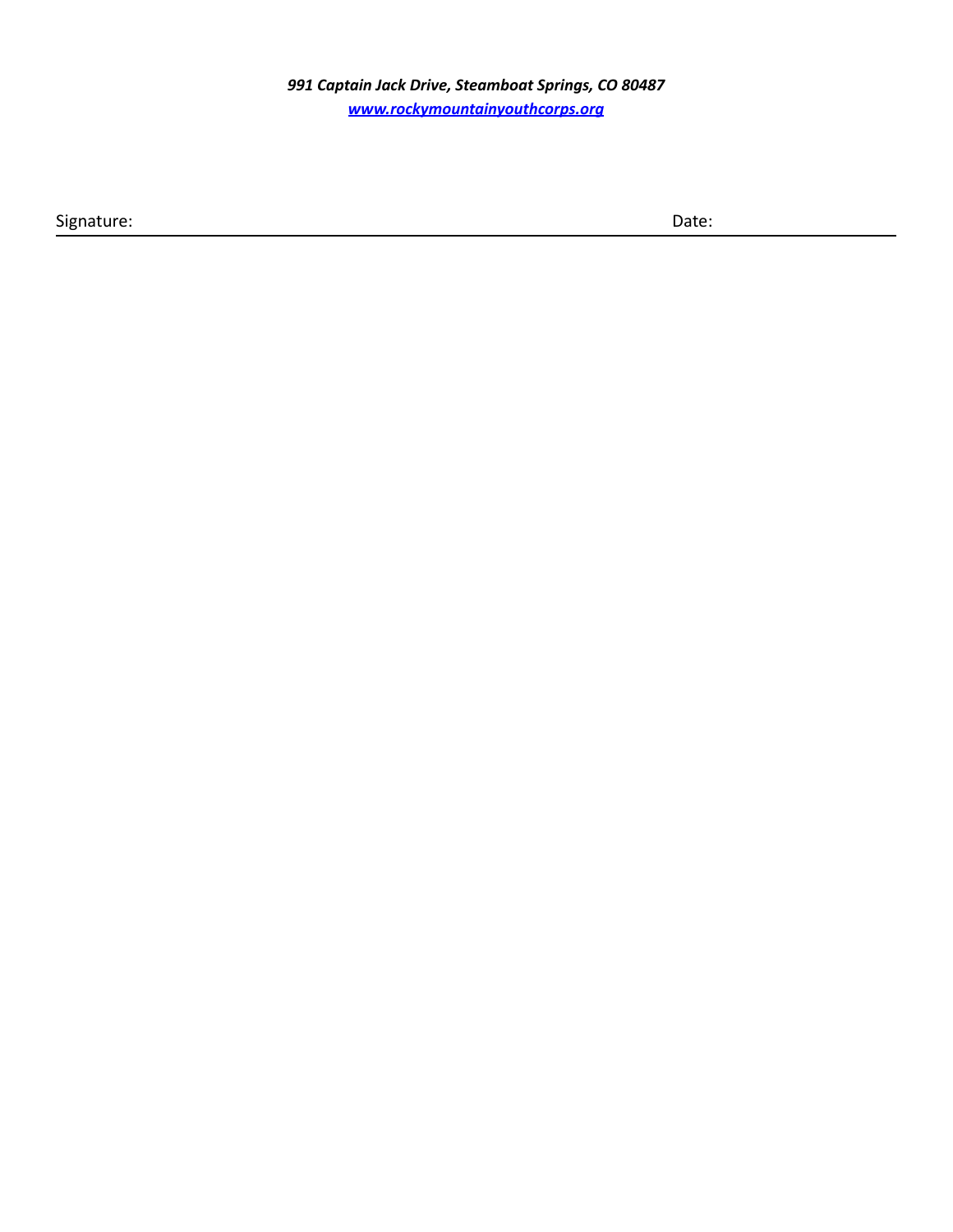***991 Captain Jack Drive, Steamboat Springs, CO 80487***

***[www.rockymountainyouthcorps.org](http://www.rockymountainyouthcorps.org)***

Signature: \_\_\_\_\_\_\_\_\_\_\_\_\_\_\_\_\_\_\_\_\_\_\_\_\_\_\_\_\_\_\_\_\_\_\_\_\_\_\_\_ Date: \_\_\_\_\_\_\_\_\_\_\_\_\_\_\_\_